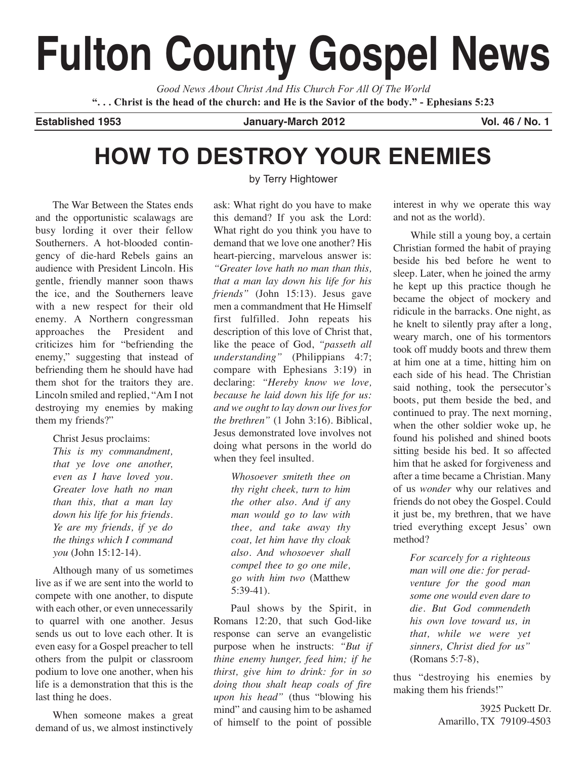# Fulton County Gospel News

*Good News About Christ And His Church For All Of The World*

**". . . Christ is the head of the church: and He is the Savior of the body." - Ephesians 5:23**

**Established 1953** | **January-March 2012** | **Vol. 46 / No. 1**

## HOW TO DESTROY YOUR ENEMIES

by Terry Hightower

The War Between the States ends and the opportunistic scalawags are busy lording it over their fellow Southerners. A hot-blooded contingency of die-hard Rebels gains an audience with President Lincoln. His gentle, friendly manner soon thaws the ice, and the Southerners leave with a new respect for their old enemy. A Northern congressman approaches the President and criticizes him for "befriending the enemy," suggesting that instead of befriending them he should have had them shot for the traitors they are. Lincoln smiled and replied, "Am I not destroying my enemies by making them my friends?"

Christ Jesus proclaims:

> *This is my commandment, that ye love one another, even as I have loved you. Greater love hath no man than this, that a man lay down his life for his friends. Ye are my friends, if ye do the things which I command you* (John 15:12-14).

Although many of us sometimes live as if we are sent into the world to compete with one another, to dispute with each other, or even unnecessarily to quarrel with one another. Jesus sends us out to love each other. It is even easy for a Gospel preacher to tell others from the pulpit or classroom podium to love one another, when his life is a demonstration that this is the last thing he does.

When someone makes a great demand of us, we almost instinctively ask: What right do you have to make this demand? If you ask the Lord: What right do you think you have to demand that we love one another? His heart-piercing, marvelous answer is: *"Greater love hath no man than this, that a man lay down his life for his friends"* (John 15:13). Jesus gave men a commandment that He Himself first fulfilled. John repeats his description of this love of Christ that, like the peace of God, *"passeth all understanding"* (Philippians 4:7; compare with Ephesians 3:19) in declaring: *"Hereby know we love, because he laid down his life for us: and we ought to lay down our lives for the brethren"* (1 John 3:16). Biblical, Jesus demonstrated love involves not doing what persons in the world do when they feel insulted.

> *Whosoever smiteth thee on thy right cheek, turn to him the other also. And if any man would go to law with thee, and take away thy coat, let him have thy cloak also. And whosoever shall compel thee to go one mile, go with him two* (Matthew 5:39-41).

Paul shows by the Spirit, in Romans 12:20, that such God-like response can serve an evangelistic purpose when he instructs: *"But if thine enemy hunger, feed him; if he thirst, give him to drink: for in so doing thou shalt heap coals of fire upon his head"* (thus "blowing his mind" and causing him to be ashamed of himself to the point of possible interest in why we operate this way and not as the world).

While still a young boy, a certain Christian formed the habit of praying beside his bed before he went to sleep. Later, when he joined the army he kept up this practice though he became the object of mockery and ridicule in the barracks. One night, as he knelt to silently pray after a long, weary march, one of his tormentors took off muddy boots and threw them at him one at a time, hitting him on each side of his head. The Christian said nothing, took the persecutor's boots, put them beside the bed, and continued to pray. The next morning, when the other soldier woke up, he found his polished and shined boots sitting beside his bed. It so affected him that he asked for forgiveness and after a time became a Christian. Many of us *wonder* why our relatives and friends do not obey the Gospel. Could it just be, my brethren, that we have tried everything except Jesus' own method?

> *For scarcely for a righteous man will one die: for peradventure for the good man some one would even dare to die. But God commendeth his own love toward us, in that, while we were yet sinners, Christ died for us"* (Romans 5:7-8),

thus "destroying his enemies by making them his friends!"

3925 Puckett Dr.
Amarillo, TX 79109-4503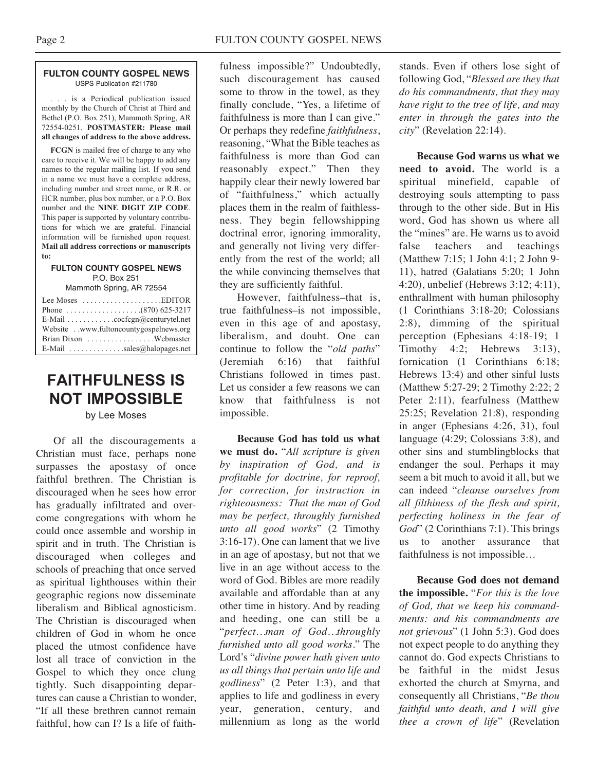**FULTON COUNTY GOSPEL NEWS**
USPS Publication #211780

. . . is a Periodical publication issued monthly by the Church of Christ at Third and Bethel (P.O. Box 251), Mammoth Spring, AR 72554-0251. **POSTMASTER: Please mail all changes of address to the above address.**

**FCGN** is mailed free of charge to any who care to receive it. We will be happy to add any names to the regular mailing list. If you send in a name we must have a complete address, including number and street name, or R.R. or HCR number, plus box number, or a P.O. Box number and the **NINE DIGIT ZIP CODE**. This paper is supported by voluntary contributions for which we are grateful. Financial information will be furnished upon request. **Mail all address corrections or manuscripts to:**

**FULTON COUNTY GOSPEL NEWS**
P.O. Box 251
Mammoth Spring, AR 72554

Lee Moses . . . . . . . . . . . . . . . . . . . .EDITOR
Phone . . . . . . . . . . . . . . . . . . .(870) 625-3217
E-Mail . . . . . . . . . . . .cocfcgn@centurytel.net
Website . .www.fultoncountygospelnews.org
Brian Dixon . . . . . . . . . . . . . . . . .Webmaster
E-Mail . . . . . . . . . . . . . .sales@halopages.net

# FAITHFULNESS IS NOT IMPOSSIBLE

by Lee Moses

Of all the discouragements a Christian must face, perhaps none surpasses the apostasy of once faithful brethren. The Christian is discouraged when he sees how error has gradually infiltrated and overcome congregations with whom he could once assemble and worship in spirit and in truth. The Christian is discouraged when colleges and schools of preaching that once served as spiritual lighthouses within their geographic regions now disseminate liberalism and Biblical agnosticism. The Christian is discouraged when children of God in whom he once placed the utmost confidence have lost all trace of conviction in the Gospel to which they once clung tightly. Such disappointing departures can cause a Christian to wonder, "If all these brethren cannot remain faithful, how can I? Is a life of faithfulness impossible?" Undoubtedly, such discouragement has caused some to throw in the towel, as they finally conclude, "Yes, a lifetime of faithfulness is more than I can give." Or perhaps they redefine *faithfulness*, reasoning, "What the Bible teaches as faithfulness is more than God can reasonably expect." Then they happily clear their newly lowered bar of "faithfulness," which actually places them in the realm of faithlessness. They begin fellowshipping doctrinal error, ignoring immorality, and generally not living very differently from the rest of the world; all the while convincing themselves that they are sufficiently faithful.

However, faithfulness–that is, true faithfulness–is not impossible, even in this age of and apostasy, liberalism, and doubt. One can continue to follow the "*old paths*" (Jeremiah 6:16) that faithful Christians followed in times past. Let us consider a few reasons we can know that faithfulness is not impossible.

**Because God has told us what we must do.** "*All scripture is given by inspiration of God, and is profitable for doctrine, for reproof, for correction, for instruction in righteousness: That the man of God may be perfect, throughly furnished unto all good works*" (2 Timothy 3:16-17). One can lament that we live in an age of apostasy, but not that we live in an age without access to the word of God. Bibles are more readily available and affordable than at any other time in history. And by reading and heeding, one can still be a "*perfect…man of God…throughly furnished unto all good works*." The Lord's "*divine power hath given unto us all things that pertain unto life and godliness*" (2 Peter 1:3), and that applies to life and godliness in every year, generation, century, and millennium as long as the world stands. Even if others lose sight of following God, "*Blessed are they that do his commandments, that they may have right to the tree of life, and may enter in through the gates into the city*" (Revelation 22:14).

**Because God warns us what we need to avoid.** The world is a spiritual minefield, capable of destroying souls attempting to pass through to the other side. But in His word, God has shown us where all the "mines" are. He warns us to avoid false teachers and teachings (Matthew 7:15; 1 John 4:1; 2 John 9-11), hatred (Galatians 5:20; 1 John 4:20), unbelief (Hebrews 3:12; 4:11), enthrallment with human philosophy (1 Corinthians 3:18-20; Colossians 2:8), dimming of the spiritual perception (Ephesians 4:18-19; 1 Timothy 4:2; Hebrews 3:13), fornication (1 Corinthians 6:18; Hebrews 13:4) and other sinful lusts (Matthew 5:27-29; 2 Timothy 2:22; 2 Peter 2:11), fearfulness (Matthew 25:25; Revelation 21:8), responding in anger (Ephesians 4:26, 31), foul language (4:29; Colossians 3:8), and other sins and stumblingblocks that endanger the soul. Perhaps it may seem a bit much to avoid it all, but we can indeed "*cleanse ourselves from all filthiness of the flesh and spirit, perfecting holiness in the fear of God*" (2 Corinthians 7:1). This brings us to another assurance that faithfulness is not impossible…

**Because God does not demand the impossible.** "*For this is the love of God, that we keep his commandments: and his commandments are not grievous*" (1 John 5:3). God does not expect people to do anything they cannot do. God expects Christians to be faithful in the midst Jesus exhorted the church at Smyrna, and consequently all Christians, "*Be thou faithful unto death, and I will give thee a crown of life*" (Revelation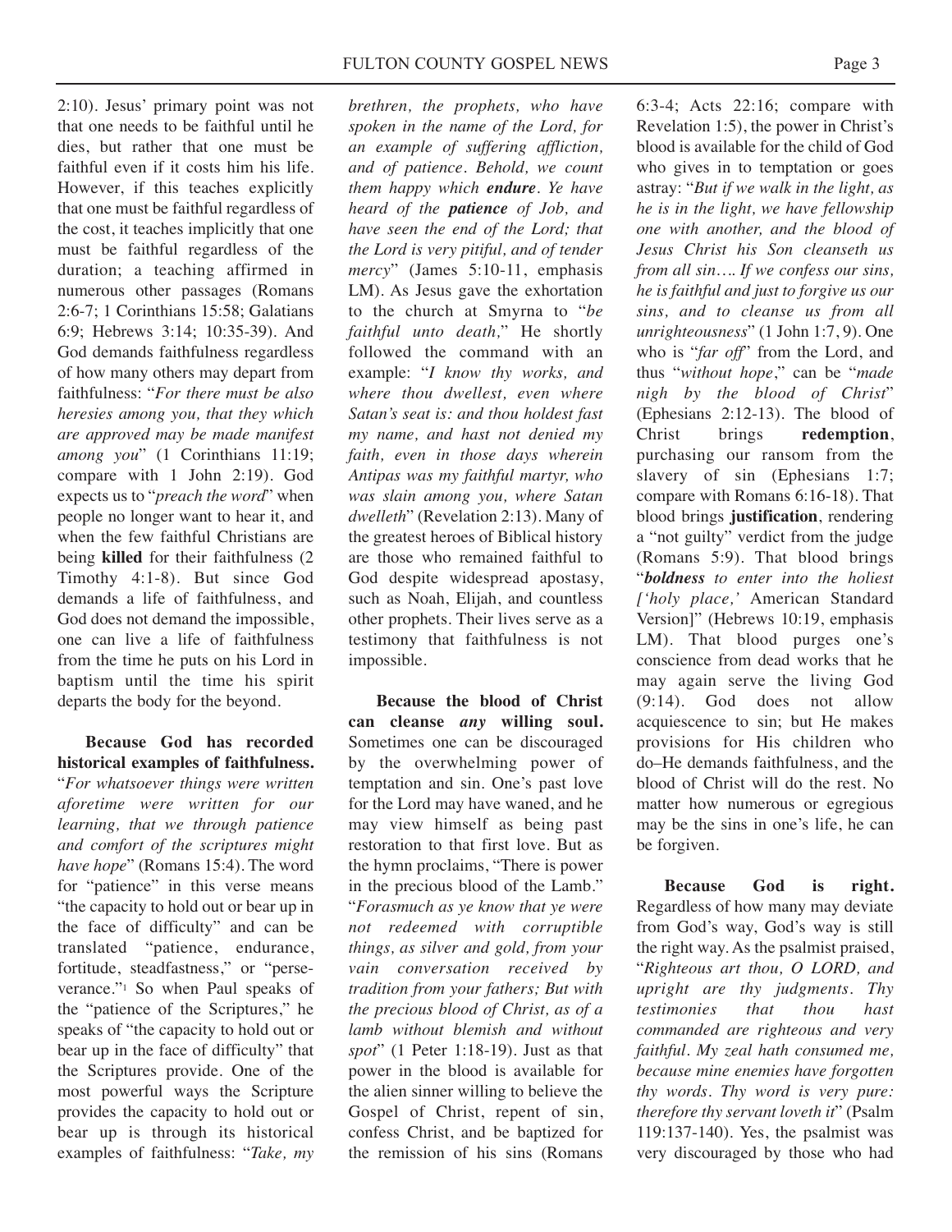2:10). Jesus' primary point was not that one needs to be faithful until he dies, but rather that one must be faithful even if it costs him his life. However, if this teaches explicitly that one must be faithful regardless of the cost, it teaches implicitly that one must be faithful regardless of the duration; a teaching affirmed in numerous other passages (Romans 2:6-7; 1 Corinthians 15:58; Galatians 6:9; Hebrews 3:14; 10:35-39). And God demands faithfulness regardless of how many others may depart from faithfulness: "*For there must be also heresies among you, that they which are approved may be made manifest among you*" (1 Corinthians 11:19; compare with 1 John 2:19). God expects us to "*preach the word*" when people no longer want to hear it, and when the few faithful Christians are being **killed** for their faithfulness (2 Timothy 4:1-8). But since God demands a life of faithfulness, and God does not demand the impossible, one can live a life of faithfulness from the time he puts on his Lord in baptism until the time his spirit departs the body for the beyond.

**Because God has recorded historical examples of faithfulness.** "*For whatsoever things were written aforetime were written for our learning, that we through patience and comfort of the scriptures might have hope*" (Romans 15:4). The word for "patience" in this verse means "the capacity to hold out or bear up in the face of difficulty" and can be translated "patience, endurance, fortitude, steadfastness," or "perseverance."[1] So when Paul speaks of the "patience of the Scriptures," he speaks of "the capacity to hold out or bear up in the face of difficulty" that the Scriptures provide. One of the most powerful ways the Scripture provides the capacity to hold out or bear up is through its historical examples of faithfulness: "*Take, my brethren, the prophets, who have spoken in the name of the Lord, for an example of suffering affliction, and of patience. Behold, we count them happy which **endure**. Ye have heard of the **patience** of Job, and have seen the end of the Lord; that the Lord is very pitiful, and of tender mercy*" (James 5:10-11, emphasis LM). As Jesus gave the exhortation to the church at Smyrna to "*be faithful unto death,*" He shortly followed the command with an example: "*I know thy works, and where thou dwellest, even where Satan's seat is: and thou holdest fast my name, and hast not denied my faith, even in those days wherein Antipas was my faithful martyr, who was slain among you, where Satan dwelleth*" (Revelation 2:13). Many of the greatest heroes of Biblical history are those who remained faithful to God despite widespread apostasy, such as Noah, Elijah, and countless other prophets. Their lives serve as a testimony that faithfulness is not impossible.

**Because the blood of Christ can cleanse *any* willing soul.** Sometimes one can be discouraged by the overwhelming power of temptation and sin. One's past love for the Lord may have waned, and he may view himself as being past restoration to that first love. But as the hymn proclaims, "There is power in the precious blood of the Lamb." "*Forasmuch as ye know that ye were not redeemed with corruptible things, as silver and gold, from your vain conversation received by tradition from your fathers; But with the precious blood of Christ, as of a lamb without blemish and without spot*" (1 Peter 1:18-19). Just as that power in the blood is available for the alien sinner willing to believe the Gospel of Christ, repent of sin, confess Christ, and be baptized for the remission of his sins (Romans 6:3-4; Acts 22:16; compare with Revelation 1:5), the power in Christ's blood is available for the child of God who gives in to temptation or goes astray: "*But if we walk in the light, as he is in the light, we have fellowship one with another, and the blood of Jesus Christ his Son cleanseth us from all sin…. If we confess our sins, he is faithful and just to forgive us our sins, and to cleanse us from all unrighteousness*" (1 John 1:7, 9). One who is "*far off*" from the Lord, and thus "*without hope*," can be "*made nigh by the blood of Christ*" (Ephesians 2:12-13). The blood of Christ brings **redemption**, purchasing our ransom from the slavery of sin (Ephesians 1:7; compare with Romans 6:16-18). That blood brings **justification**, rendering a "not guilty" verdict from the judge (Romans 5:9). That blood brings "***boldness** to enter into the holiest ['holy place,' American Standard Version]*" (Hebrews 10:19, emphasis LM). That blood purges one's conscience from dead works that he may again serve the living God (9:14). God does not allow acquiescence to sin; but He makes provisions for His children who do–He demands faithfulness, and the blood of Christ will do the rest. No matter how numerous or egregious may be the sins in one's life, he can be forgiven.

**Because God is right.** Regardless of how many may deviate from God's way, God's way is still the right way. As the psalmist praised, "*Righteous art thou, O LORD, and upright are thy judgments. Thy testimonies that thou hast commanded are righteous and very faithful. My zeal hath consumed me, because mine enemies have forgotten thy words. Thy word is very pure: therefore thy servant loveth it*" (Psalm 119:137-140). Yes, the psalmist was very discouraged by those who had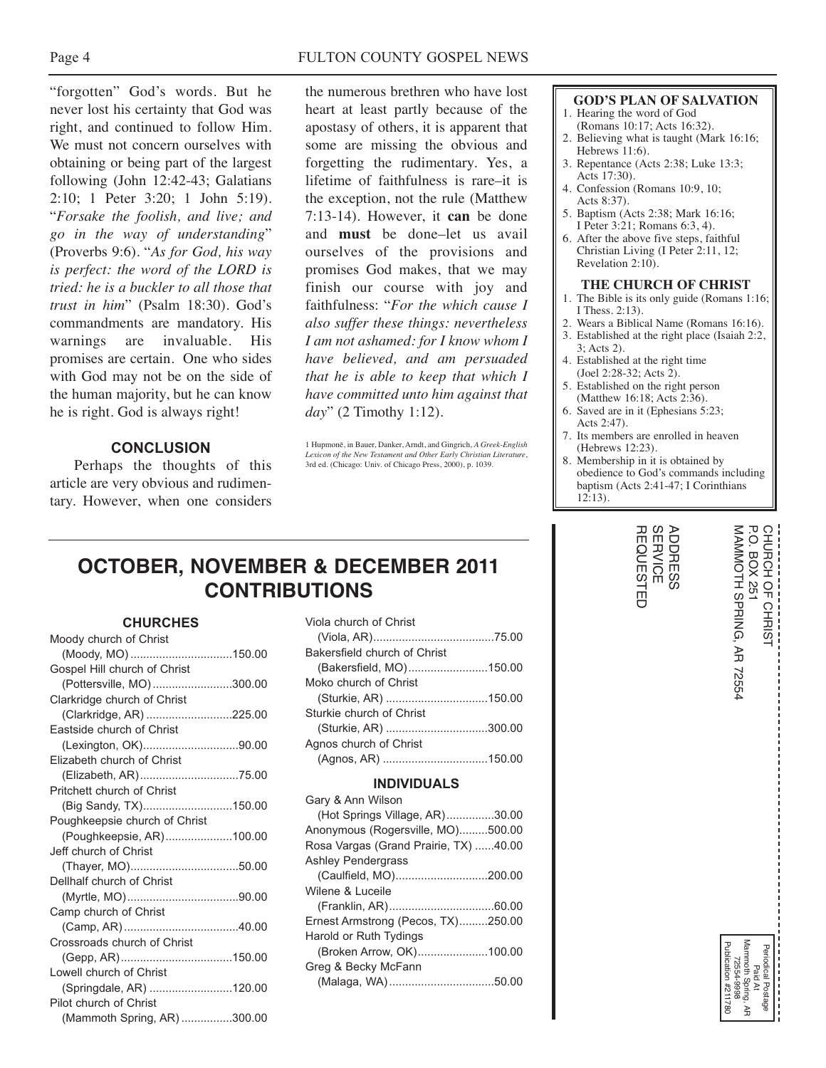"forgotten" God's words. But he never lost his certainty that God was right, and continued to follow Him. We must not concern ourselves with obtaining or being part of the largest following (John 12:42-43; Galatians 2:10; 1 Peter 3:20; 1 John 5:19). "*Forsake the foolish, and live; and go in the way of understanding*" (Proverbs 9:6). "*As for God, his way is perfect: the word of the LORD is tried: he is a buckler to all those that trust in him*" (Psalm 18:30). God's commandments are mandatory. His warnings are invaluable. His promises are certain. One who sides with God may not be on the side of the human majority, but he can know he is right. God is always right!

### CONCLUSION

Perhaps the thoughts of this article are very obvious and rudimentary. However, when one considers the numerous brethren who have lost heart at least partly because of the apostasy of others, it is apparent that some are missing the obvious and forgetting the rudimentary. Yes, a lifetime of faithfulness is rare–it is the exception, not the rule (Matthew 7:13-14). However, it **can** be done and **must** be done–let us avail ourselves of the provisions and promises God makes, that we may finish our course with joy and faithfulness: "*For the which cause I also suffer these things: nevertheless I am not ashamed: for I know whom I have believed, and am persuaded that he is able to keep that which I have committed unto him against that day*" (2 Timothy 1:12).

1 Hupmonē, in Bauer, Danker, Arndt, and Gingrich, *A Greek-English Lexicon of the New Testament and Other Early Christian Literature*, 3rd ed. (Chicago: Univ. of Chicago Press, 2000), p. 1039.

### GOD'S PLAN OF SALVATION

1. Hearing the word of God (Romans 10:17; Acts 16:32).
2. Believing what is taught (Mark 16:16; Hebrews 11:6).
3. Repentance (Acts 2:38; Luke 13:3; Acts 17:30).
4. Confession (Romans 10:9, 10; Acts 8:37).
5. Baptism (Acts 2:38; Mark 16:16; I Peter 3:21; Romans 6:3, 4).
6. After the above five steps, faithful Christian Living (I Peter 2:11, 12; Revelation 2:10).

### THE CHURCH OF CHRIST

1. The Bible is its only guide (Romans 1:16; I Thess. 2:13).
2. Wears a Biblical Name (Romans 16:16).
3. Established at the right place (Isaiah 2:2, 3; Acts 2).
4. Established at the right time (Joel 2:28-32; Acts 2).
5. Established on the right person (Matthew 16:18; Acts 2:36).
6. Saved are in it (Ephesians 5:23; Acts 2:47).
7. Its members are enrolled in heaven (Hebrews 12:23).
8. Membership in it is obtained by obedience to God's commands including baptism (Acts 2:41-47; I Corinthians 12:13).

## OCTOBER, NOVEMBER & DECEMBER 2011 CONTRIBUTIONS

### CHURCHES

Moody church of Christ (Moody, MO) ....150.00
Gospel Hill church of Christ (Pottersville, MO) ....300.00
Clarkridge church of Christ (Clarkridge, AR) ....225.00
Eastside church of Christ (Lexington, OK) ....90.00
Elizabeth church of Christ (Elizabeth, AR) ....75.00
Pritchett church of Christ (Big Sandy, TX) ....150.00
Poughkeepsie church of Christ (Poughkeepsie, AR) ....100.00
Jeff church of Christ (Thayer, MO) ....50.00
Dellhalf church of Christ (Myrtle, MO) ....90.00
Camp church of Christ (Camp, AR) ....40.00
Crossroads church of Christ (Gepp, AR) ....150.00
Lowell church of Christ (Springdale, AR) ....120.00
Pilot church of Christ (Mammoth Spring, AR) ....300.00
Viola church of Christ (Viola, AR) ....75.00
Bakersfield church of Christ (Bakersfield, MO) ....150.00
Moko church of Christ (Sturkie, AR) ....150.00
Sturkie church of Christ (Sturkie, AR) ....300.00
Agnos church of Christ (Agnos, AR) ....150.00

### INDIVIDUALS

Gary & Ann Wilson (Hot Springs Village, AR) ....30.00
Anonymous (Rogersville, MO) ....500.00
Rosa Vargas (Grand Prairie, TX) ....40.00
Ashley Pendergrass (Caulfield, MO) ....200.00
Wilene & Luceile (Franklin, AR) ....60.00
Ernest Armstrong (Pecos, TX) ....250.00
Harold or Ruth Tydings (Broken Arrow, OK) ....100.00
Greg & Becky McFann (Malaga, WA) ....50.00

CHURCH OF CHRIST
P.O. BOX 251
MAMMOTH SPRING, AR 72554

ADDRESS SERVICE REQUESTED

Periodical Postage Paid At Mammoth Spring, AR 72554-9998 Publication #211780